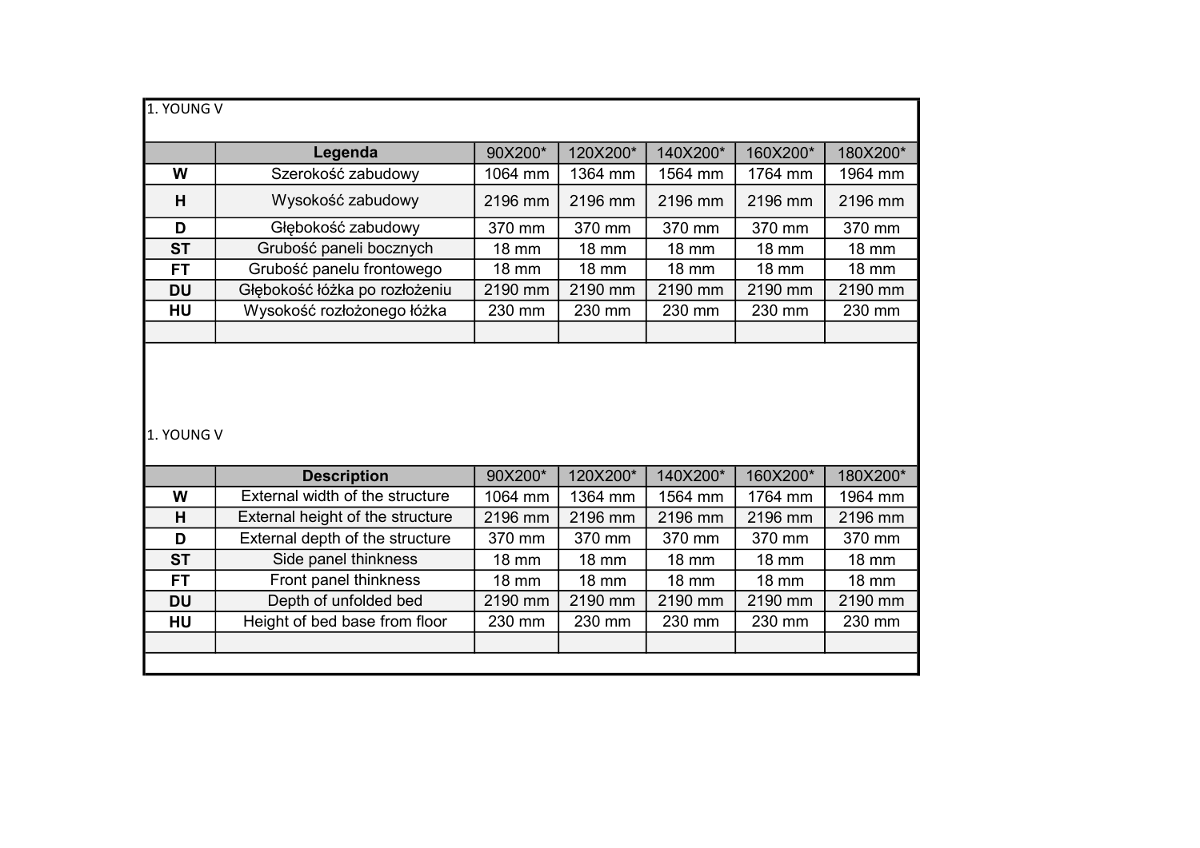1. YOUNG V

| | Legenda | 90X200* | 120X200* | 140X200* | 160X200* | 180X200* |
|---|---|---|---|---|---|---|
| **W** | Szerokość zabudowy | 1064 mm | 1364 mm | 1564 mm | 1764 mm | 1964 mm |
| **H** | Wysokość zabudowy | 2196 mm | 2196 mm | 2196 mm | 2196 mm | 2196 mm |
| **D** | Głębokość zabudowy | 370 mm | 370 mm | 370 mm | 370 mm | 370 mm |
| **ST** | Grubość paneli bocznych | 18 mm | 18 mm | 18 mm | 18 mm | 18 mm |
| **FT** | Grubość panelu frontowego | 18 mm | 18 mm | 18 mm | 18 mm | 18 mm |
| **DU** | Głębokość łóżka po rozłożeniu | 2190 mm | 2190 mm | 2190 mm | 2190 mm | 2190 mm |
| **HU** | Wysokość rozłożonego łóżka | 230 mm | 230 mm | 230 mm | 230 mm | 230 mm |
| | | | | | | |

1. YOUNG V

| | Description | 90X200* | 120X200* | 140X200* | 160X200* | 180X200* |
|---|---|---|---|---|---|---|
| **W** | External width of the structure | 1064 mm | 1364 mm | 1564 mm | 1764 mm | 1964 mm |
| **H** | External height of the structure | 2196 mm | 2196 mm | 2196 mm | 2196 mm | 2196 mm |
| **D** | External depth of the structure | 370 mm | 370 mm | 370 mm | 370 mm | 370 mm |
| **ST** | Side panel thinkness | 18 mm | 18 mm | 18 mm | 18 mm | 18 mm |
| **FT** | Front panel thinkness | 18 mm | 18 mm | 18 mm | 18 mm | 18 mm |
| **DU** | Depth of unfolded bed | 2190 mm | 2190 mm | 2190 mm | 2190 mm | 2190 mm |
| **HU** | Height of bed base from floor | 230 mm | 230 mm | 230 mm | 230 mm | 230 mm |
| | | | | | | |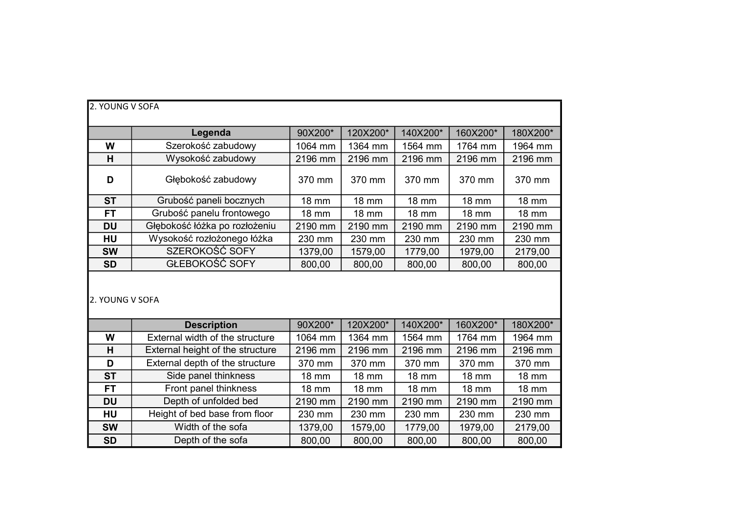2. YOUNG V SOFA

| | Legenda | 90X200* | 120X200* | 140X200* | 160X200* | 180X200* |
|---|---|---|---|---|---|---|
| **W** | Szerokość zabudowy | 1064 mm | 1364 mm | 1564 mm | 1764 mm | 1964 mm |
| **H** | Wysokość zabudowy | 2196 mm | 2196 mm | 2196 mm | 2196 mm | 2196 mm |
| **D** | Głębokość zabudowy | 370 mm | 370 mm | 370 mm | 370 mm | 370 mm |
| **ST** | Grubość paneli bocznych | 18 mm | 18 mm | 18 mm | 18 mm | 18 mm |
| **FT** | Grubość panelu frontowego | 18 mm | 18 mm | 18 mm | 18 mm | 18 mm |
| **DU** | Głębokość łóżka po rozłożeniu | 2190 mm | 2190 mm | 2190 mm | 2190 mm | 2190 mm |
| **HU** | Wysokość rozłożonego łóżka | 230 mm | 230 mm | 230 mm | 230 mm | 230 mm |
| **SW** | SZEROKOŚĆ SOFY | 1379,00 | 1579,00 | 1779,00 | 1979,00 | 2179,00 |
| **SD** | GŁEBOKOŚĆ SOFY | 800,00 | 800,00 | 800,00 | 800,00 | 800,00 |

2. YOUNG V SOFA

| | Description | 90X200* | 120X200* | 140X200* | 160X200* | 180X200* |
|---|---|---|---|---|---|---|
| **W** | External width of the structure | 1064 mm | 1364 mm | 1564 mm | 1764 mm | 1964 mm |
| **H** | External height of the structure | 2196 mm | 2196 mm | 2196 mm | 2196 mm | 2196 mm |
| **D** | External depth of the structure | 370 mm | 370 mm | 370 mm | 370 mm | 370 mm |
| **ST** | Side panel thinkness | 18 mm | 18 mm | 18 mm | 18 mm | 18 mm |
| **FT** | Front panel thinkness | 18 mm | 18 mm | 18 mm | 18 mm | 18 mm |
| **DU** | Depth of unfolded bed | 2190 mm | 2190 mm | 2190 mm | 2190 mm | 2190 mm |
| **HU** | Height of bed base from floor | 230 mm | 230 mm | 230 mm | 230 mm | 230 mm |
| **SW** | Width of the sofa | 1379,00 | 1579,00 | 1779,00 | 1979,00 | 2179,00 |
| **SD** | Depth of the sofa | 800,00 | 800,00 | 800,00 | 800,00 | 800,00 |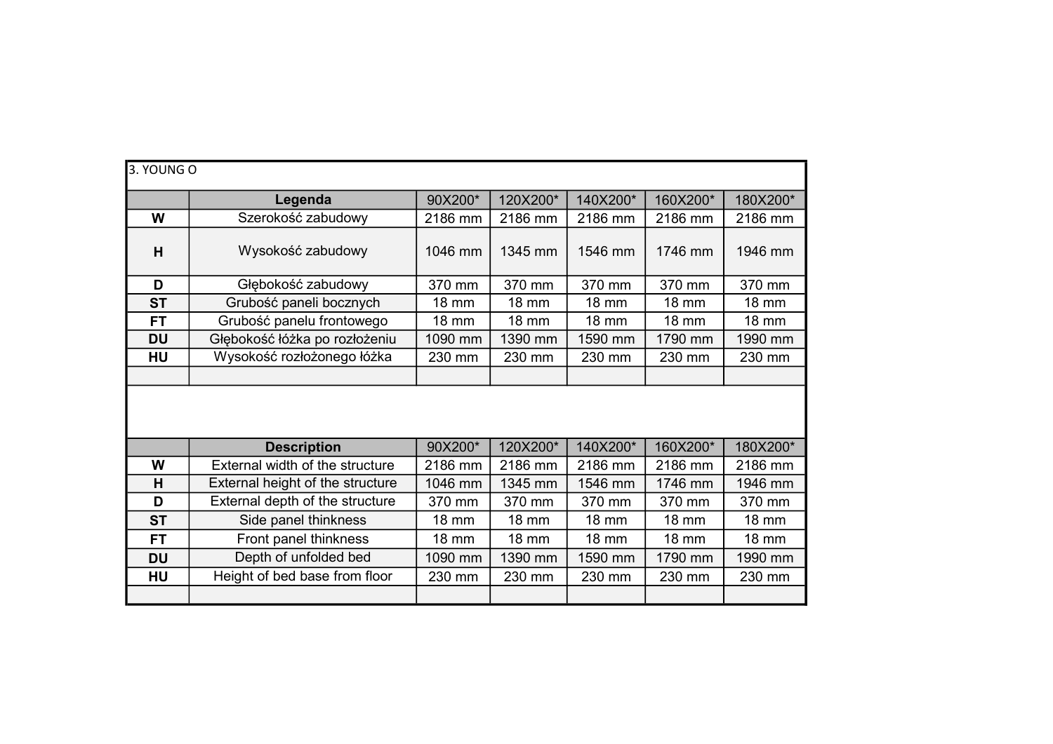3. YOUNG O

| | Legenda | 90X200* | 120X200* | 140X200* | 160X200* | 180X200* |
|---|---|---|---|---|---|---|
| **W** | Szerokość zabudowy | 2186 mm | 2186 mm | 2186 mm | 2186 mm | 2186 mm |
| **H** | Wysokość zabudowy | 1046 mm | 1345 mm | 1546 mm | 1746 mm | 1946 mm |
| **D** | Głębokość zabudowy | 370 mm | 370 mm | 370 mm | 370 mm | 370 mm |
| **ST** | Grubość paneli bocznych | 18 mm | 18 mm | 18 mm | 18 mm | 18 mm |
| **FT** | Grubość panelu frontowego | 18 mm | 18 mm | 18 mm | 18 mm | 18 mm |
| **DU** | Głębokość łóżka po rozłożeniu | 1090 mm | 1390 mm | 1590 mm | 1790 mm | 1990 mm |
| **HU** | Wysokość rozłożonego łóżka | 230 mm | 230 mm | 230 mm | 230 mm | 230 mm |
| | | | | | | |

| | Description | 90X200* | 120X200* | 140X200* | 160X200* | 180X200* |
|---|---|---|---|---|---|---|
| **W** | External width of the structure | 2186 mm | 2186 mm | 2186 mm | 2186 mm | 2186 mm |
| **H** | External height of the structure | 1046 mm | 1345 mm | 1546 mm | 1746 mm | 1946 mm |
| **D** | External depth of the structure | 370 mm | 370 mm | 370 mm | 370 mm | 370 mm |
| **ST** | Side panel thinkness | 18 mm | 18 mm | 18 mm | 18 mm | 18 mm |
| **FT** | Front panel thinkness | 18 mm | 18 mm | 18 mm | 18 mm | 18 mm |
| **DU** | Depth of unfolded bed | 1090 mm | 1390 mm | 1590 mm | 1790 mm | 1990 mm |
| **HU** | Height of bed base from floor | 230 mm | 230 mm | 230 mm | 230 mm | 230 mm |
| | | | | | | |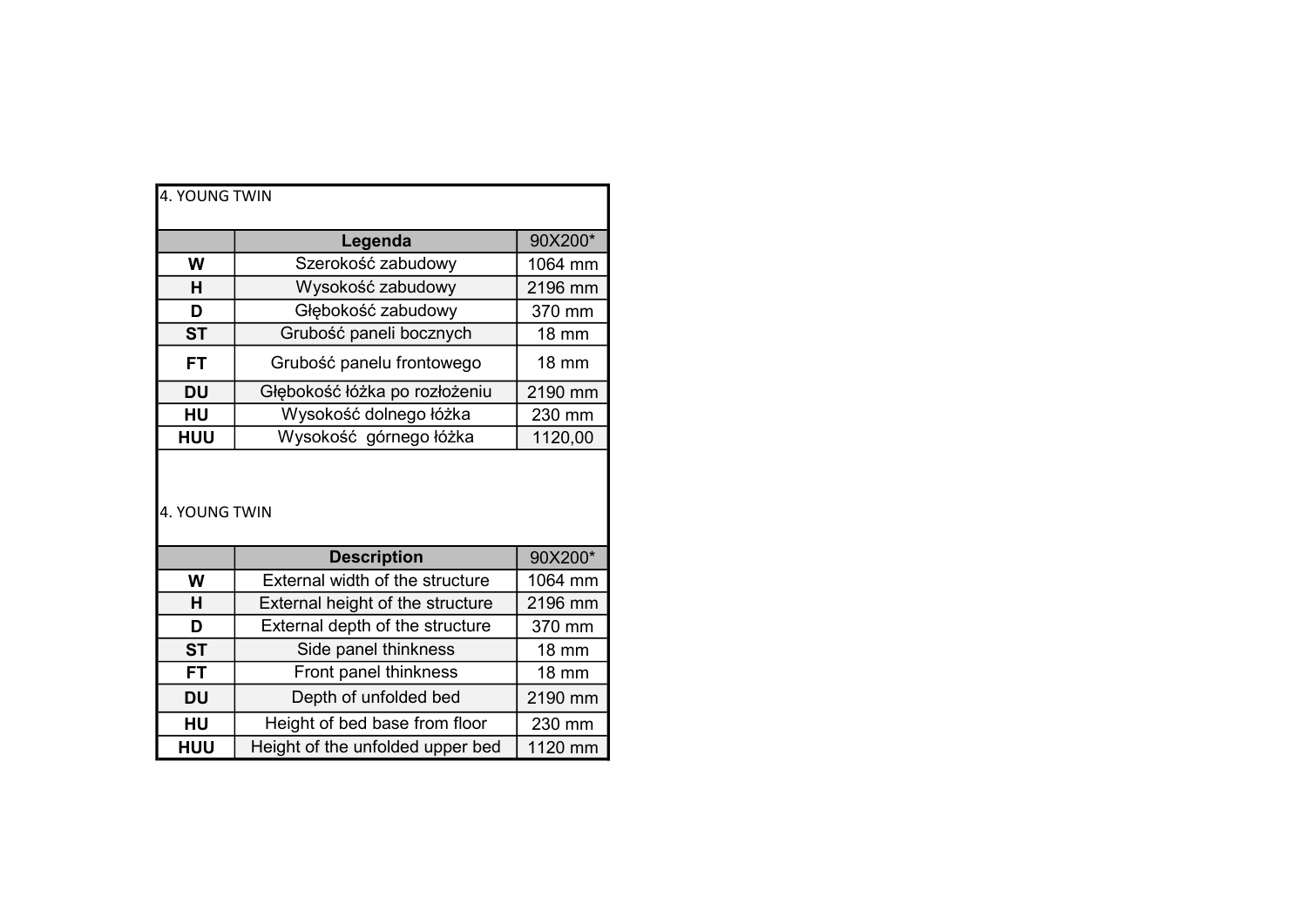4. YOUNG TWIN

| | Legenda | 90X200* |
|---|---|---|
| **W** | Szerokość zabudowy | 1064 mm |
| **H** | Wysokość zabudowy | 2196 mm |
| **D** | Głębokość zabudowy | 370 mm |
| **ST** | Grubość paneli bocznych | 18 mm |
| **FT** | Grubość panelu frontowego | 18 mm |
| **DU** | Głębokość łóżka po rozłożeniu | 2190 mm |
| **HU** | Wysokość dolnego łóżka | 230 mm |
| **HUU** | Wysokość  górnego łóżka | 1120,00 |

4. YOUNG TWIN

| | Description | 90X200* |
|---|---|---|
| **W** | External width of the structure | 1064 mm |
| **H** | External height of the structure | 2196 mm |
| **D** | External depth of the structure | 370 mm |
| **ST** | Side panel thinkness | 18 mm |
| **FT** | Front panel thinkness | 18 mm |
| **DU** | Depth of unfolded bed | 2190 mm |
| **HU** | Height of bed base from floor | 230 mm |
| **HUU** | Height of the unfolded upper bed | 1120 mm |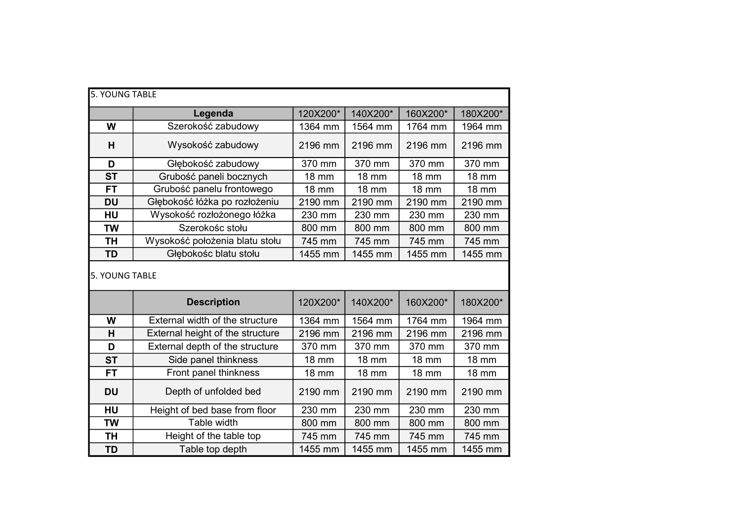5. YOUNG TABLE

| | Legenda | 120X200* | 140X200* | 160X200* | 180X200* |
|---|---|---|---|---|---|
| **W** | Szerokość zabudowy | 1364 mm | 1564 mm | 1764 mm | 1964 mm |
| **H** | Wysokość zabudowy | 2196 mm | 2196 mm | 2196 mm | 2196 mm |
| **D** | Głębokość zabudowy | 370 mm | 370 mm | 370 mm | 370 mm |
| **ST** | Grubość paneli bocznych | 18 mm | 18 mm | 18 mm | 18 mm |
| **FT** | Grubość panelu frontowego | 18 mm | 18 mm | 18 mm | 18 mm |
| **DU** | Głębokość łóżka po rozłożeniu | 2190 mm | 2190 mm | 2190 mm | 2190 mm |
| **HU** | Wysokość rozłożonego łóżka | 230 mm | 230 mm | 230 mm | 230 mm |
| **TW** | Szerokośc stołu | 800 mm | 800 mm | 800 mm | 800 mm |
| **TH** | Wysokość położenia blatu stołu | 745 mm | 745 mm | 745 mm | 745 mm |
| **TD** | Głębokośc blatu stołu | 1455 mm | 1455 mm | 1455 mm | 1455 mm |

5. YOUNG TABLE

| | Description | 120X200* | 140X200* | 160X200* | 180X200* |
|---|---|---|---|---|---|
| **W** | External width of the structure | 1364 mm | 1564 mm | 1764 mm | 1964 mm |
| **H** | External height of the structure | 2196 mm | 2196 mm | 2196 mm | 2196 mm |
| **D** | External depth of the structure | 370 mm | 370 mm | 370 mm | 370 mm |
| **ST** | Side panel thinkness | 18 mm | 18 mm | 18 mm | 18 mm |
| **FT** | Front panel thinkness | 18 mm | 18 mm | 18 mm | 18 mm |
| **DU** | Depth of unfolded bed | 2190 mm | 2190 mm | 2190 mm | 2190 mm |
| **HU** | Height of bed base from floor | 230 mm | 230 mm | 230 mm | 230 mm |
| **TW** | Table width | 800 mm | 800 mm | 800 mm | 800 mm |
| **TH** | Height of the table top | 745 mm | 745 mm | 745 mm | 745 mm |
| **TD** | Table top depth | 1455 mm | 1455 mm | 1455 mm | 1455 mm |